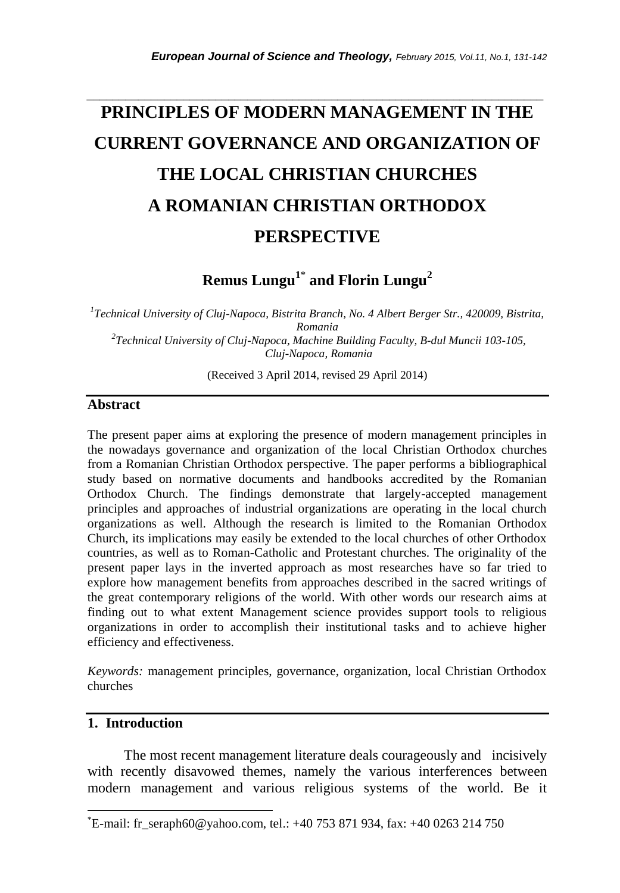# PRINCIPLES OF MODERN MANAGEMENT IN THE CURRENT GOVERNANCE AND ORGANIZATION OF THE LOCAL CHRISTIAN CHURCHES A ROMANIAN CHRISTIAN ORTHODOX PERSPECTIVE

**Remus Lungu[1]* and Florin Lungu[2]**

[1] *Technical University of Cluj-Napoca, Bistrita Branch, No. 4 Albert Berger Str., 420009, Bistrita, Romania*

[2] *Technical University of Cluj-Napoca, Machine Building Faculty, B-dul Muncii 103-105, Cluj-Napoca, Romania*

(Received 3 April 2014, revised 29 April 2014)

## Abstract

The present paper aims at exploring the presence of modern management principles in the nowadays governance and organization of the local Christian Orthodox churches from a Romanian Christian Orthodox perspective. The paper performs a bibliographical study based on normative documents and handbooks accredited by the Romanian Orthodox Church. The findings demonstrate that largely-accepted management principles and approaches of industrial organizations are operating in the local church organizations as well. Although the research is limited to the Romanian Orthodox Church, its implications may easily be extended to the local churches of other Orthodox countries, as well as to Roman-Catholic and Protestant churches. The originality of the present paper lays in the inverted approach as most researches have so far tried to explore how management benefits from approaches described in the sacred writings of the great contemporary religions of the world. With other words our research aims at finding out to what extent Management science provides support tools to religious organizations in order to accomplish their institutional tasks and to achieve higher efficiency and effectiveness.

*Keywords:* management principles, governance, organization, local Christian Orthodox churches

## 1. Introduction

The most recent management literature deals courageously and incisively with recently disavowed themes, namely the various interferences between modern management and various religious systems of the world. Be it

*E-mail: fr_seraph60@yahoo.com, tel.: +40 753 871 934, fax: +40 0263 214 750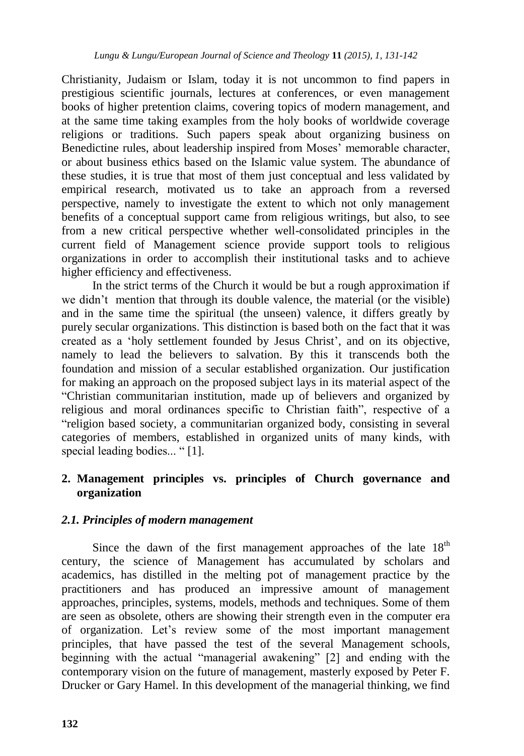Christianity, Judaism or Islam, today it is not uncommon to find papers in prestigious scientific journals, lectures at conferences, or even management books of higher pretention claims, covering topics of modern management, and at the same time taking examples from the holy books of worldwide coverage religions or traditions. Such papers speak about organizing business on Benedictine rules, about leadership inspired from Moses' memorable character, or about business ethics based on the Islamic value system. The abundance of these studies, it is true that most of them just conceptual and less validated by empirical research, motivated us to take an approach from a reversed perspective, namely to investigate the extent to which not only management benefits of a conceptual support came from religious writings, but also, to see from a new critical perspective whether well-consolidated principles in the current field of Management science provide support tools to religious organizations in order to accomplish their institutional tasks and to achieve higher efficiency and effectiveness.

In the strict terms of the Church it would be but a rough approximation if we didn't mention that through its double valence, the material (or the visible) and in the same time the spiritual (the unseen) valence, it differs greatly by purely secular organizations. This distinction is based both on the fact that it was created as a 'holy settlement founded by Jesus Christ', and on its objective, namely to lead the believers to salvation. By this it transcends both the foundation and mission of a secular established organization. Our justification for making an approach on the proposed subject lays in its material aspect of the "Christian communitarian institution, made up of believers and organized by religious and moral ordinances specific to Christian faith", respective of a "religion based society, a communitarian organized body, consisting in several categories of members, established in organized units of many kinds, with special leading bodies... " [1].

## 2. Management principles vs. principles of Church governance and organization

### *2.1. Principles of modern management*

Since the dawn of the first management approaches of the late 18th century, the science of Management has accumulated by scholars and academics, has distilled in the melting pot of management practice by the practitioners and has produced an impressive amount of management approaches, principles, systems, models, methods and techniques. Some of them are seen as obsolete, others are showing their strength even in the computer era of organization. Let's review some of the most important management principles, that have passed the test of the several Management schools, beginning with the actual "managerial awakening" [2] and ending with the contemporary vision on the future of management, masterly exposed by Peter F. Drucker or Gary Hamel. In this development of the managerial thinking, we find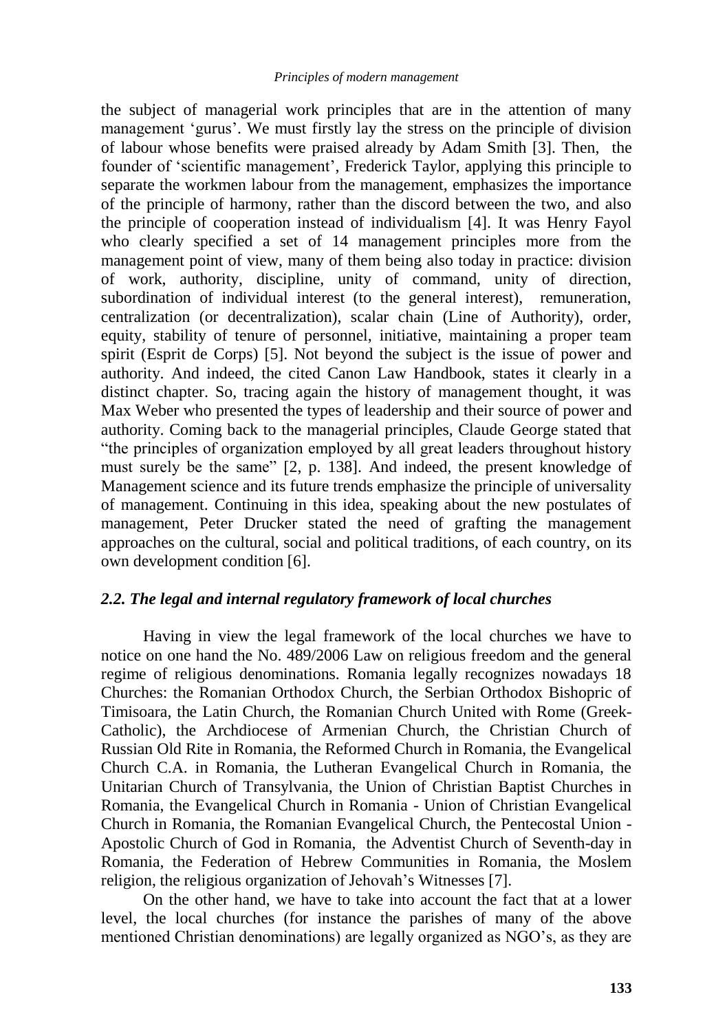the subject of managerial work principles that are in the attention of many management 'gurus'. We must firstly lay the stress on the principle of division of labour whose benefits were praised already by Adam Smith [3]. Then, the founder of 'scientific management', Frederick Taylor, applying this principle to separate the workmen labour from the management, emphasizes the importance of the principle of harmony, rather than the discord between the two, and also the principle of cooperation instead of individualism [4]. It was Henry Fayol who clearly specified a set of 14 management principles more from the management point of view, many of them being also today in practice: division of work, authority, discipline, unity of command, unity of direction, subordination of individual interest (to the general interest), remuneration, centralization (or decentralization), scalar chain (Line of Authority), order, equity, stability of tenure of personnel, initiative, maintaining a proper team spirit (Esprit de Corps) [5]. Not beyond the subject is the issue of power and authority. And indeed, the cited Canon Law Handbook, states it clearly in a distinct chapter. So, tracing again the history of management thought, it was Max Weber who presented the types of leadership and their source of power and authority. Coming back to the managerial principles, Claude George stated that "the principles of organization employed by all great leaders throughout history must surely be the same" [2, p. 138]. And indeed, the present knowledge of Management science and its future trends emphasize the principle of universality of management. Continuing in this idea, speaking about the new postulates of management, Peter Drucker stated the need of grafting the management approaches on the cultural, social and political traditions, of each country, on its own development condition [6].

### *2.2. The legal and internal regulatory framework of local churches*

Having in view the legal framework of the local churches we have to notice on one hand the No. 489/2006 Law on religious freedom and the general regime of religious denominations. Romania legally recognizes nowadays 18 Churches: the Romanian Orthodox Church, the Serbian Orthodox Bishopric of Timisoara, the Latin Church, the Romanian Church United with Rome (Greek-Catholic), the Archdiocese of Armenian Church, the Christian Church of Russian Old Rite in Romania, the Reformed Church in Romania, the Evangelical Church C.A. in Romania, the Lutheran Evangelical Church in Romania, the Unitarian Church of Transylvania, the Union of Christian Baptist Churches in Romania, the Evangelical Church in Romania - Union of Christian Evangelical Church in Romania, the Romanian Evangelical Church, the Pentecostal Union - Apostolic Church of God in Romania, the Adventist Church of Seventh-day in Romania, the Federation of Hebrew Communities in Romania, the Moslem religion, the religious organization of Jehovah's Witnesses [7].

On the other hand, we have to take into account the fact that at a lower level, the local churches (for instance the parishes of many of the above mentioned Christian denominations) are legally organized as NGO's, as they are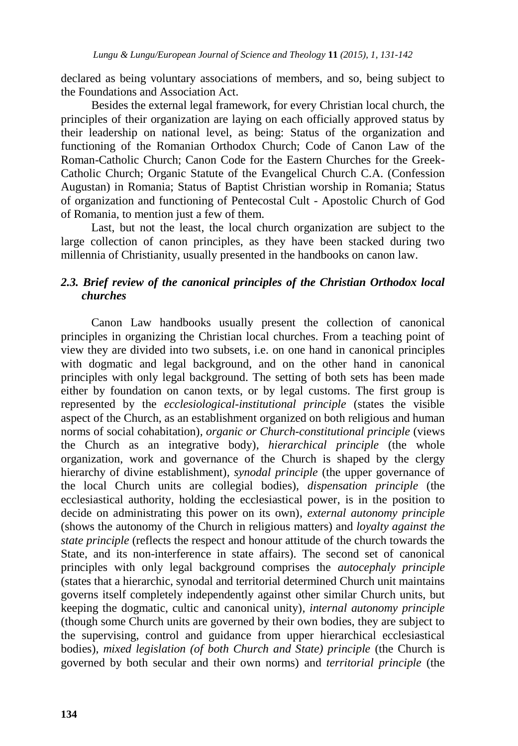declared as being voluntary associations of members, and so, being subject to the Foundations and Association Act.

Besides the external legal framework, for every Christian local church, the principles of their organization are laying on each officially approved status by their leadership on national level, as being: Status of the organization and functioning of the Romanian Orthodox Church; Code of Canon Law of the Roman-Catholic Church; Canon Code for the Eastern Churches for the Greek-Catholic Church; Organic Statute of the Evangelical Church C.A. (Confession Augustan) in Romania; Status of Baptist Christian worship in Romania; Status of organization and functioning of Pentecostal Cult - Apostolic Church of God of Romania, to mention just a few of them.

Last, but not the least, the local church organization are subject to the large collection of canon principles, as they have been stacked during two millennia of Christianity, usually presented in the handbooks on canon law.

### *2.3. Brief review of the canonical principles of the Christian Orthodox local churches*

Canon Law handbooks usually present the collection of canonical principles in organizing the Christian local churches. From a teaching point of view they are divided into two subsets, i.e. on one hand in canonical principles with dogmatic and legal background, and on the other hand in canonical principles with only legal background. The setting of both sets has been made either by foundation on canon texts, or by legal customs. The first group is represented by the *ecclesiological-institutional principle* (states the visible aspect of the Church, as an establishment organized on both religious and human norms of social cohabitation), *organic or Church-constitutional principle* (views the Church as an integrative body), *hierarchical principle* (the whole organization, work and governance of the Church is shaped by the clergy hierarchy of divine establishment), *synodal principle* (the upper governance of the local Church units are collegial bodies), *dispensation principle* (the ecclesiastical authority, holding the ecclesiastical power, is in the position to decide on administrating this power on its own), *external autonomy principle* (shows the autonomy of the Church in religious matters) and *loyalty against the state principle* (reflects the respect and honour attitude of the church towards the State, and its non-interference in state affairs). The second set of canonical principles with only legal background comprises the *autocephaly principle* (states that a hierarchic, synodal and territorial determined Church unit maintains governs itself completely independently against other similar Church units, but keeping the dogmatic, cultic and canonical unity), *internal autonomy principle* (though some Church units are governed by their own bodies, they are subject to the supervising, control and guidance from upper hierarchical ecclesiastical bodies), *mixed legislation (of both Church and State) principle* (the Church is governed by both secular and their own norms) and *territorial principle* (the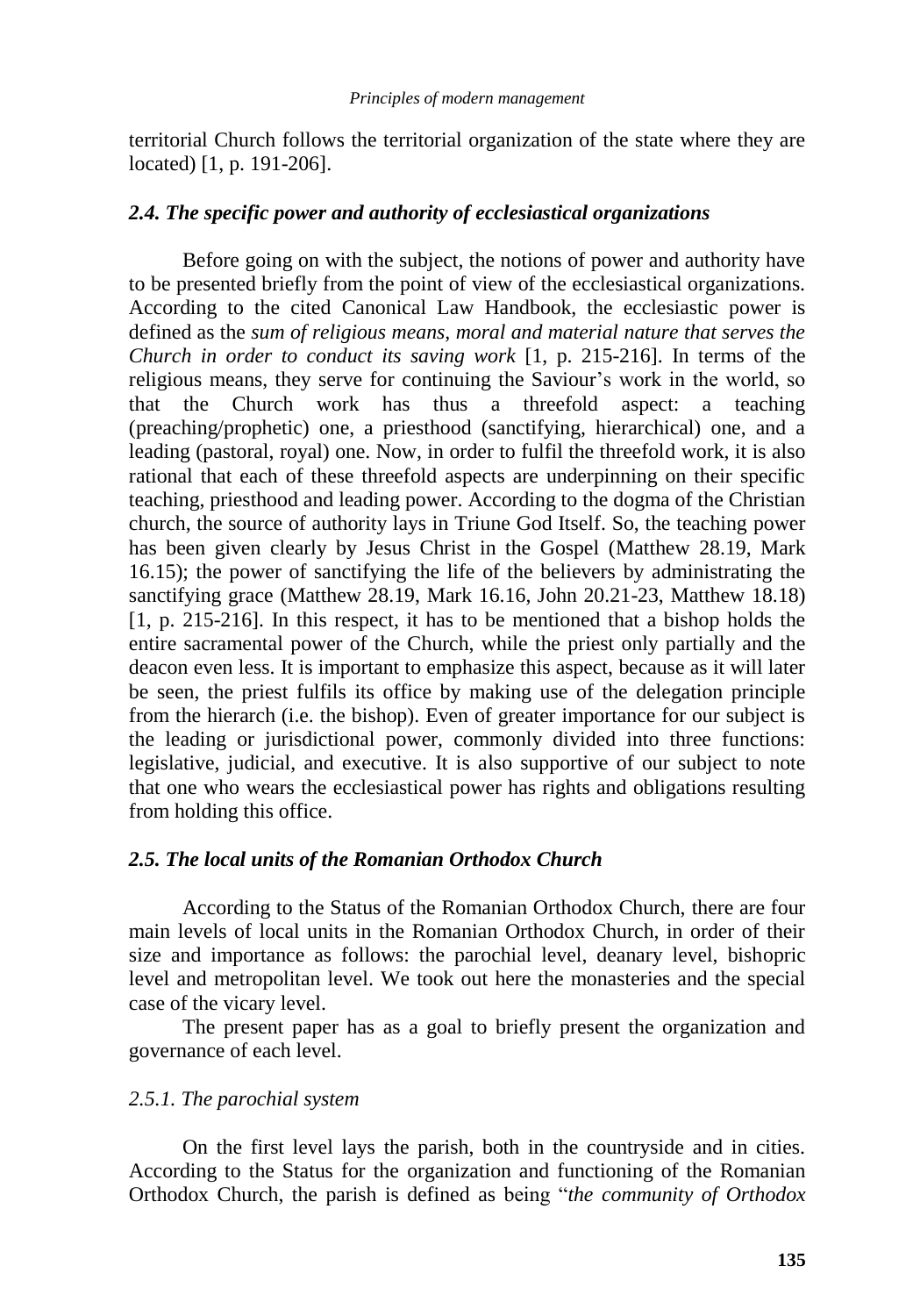territorial Church follows the territorial organization of the state where they are located) [1, p. 191-206].

### *2.4. The specific power and authority of ecclesiastical organizations*

Before going on with the subject, the notions of power and authority have to be presented briefly from the point of view of the ecclesiastical organizations. According to the cited Canonical Law Handbook, the ecclesiastic power is defined as the *sum of religious means, moral and material nature that serves the Church in order to conduct its saving work* [1, p. 215-216]. In terms of the religious means, they serve for continuing the Saviour's work in the world, so that the Church work has thus a threefold aspect: a teaching (preaching/prophetic) one, a priesthood (sanctifying, hierarchical) one, and a leading (pastoral, royal) one. Now, in order to fulfil the threefold work, it is also rational that each of these threefold aspects are underpinning on their specific teaching, priesthood and leading power. According to the dogma of the Christian church, the source of authority lays in Triune God Itself. So, the teaching power has been given clearly by Jesus Christ in the Gospel (Matthew 28.19, Mark 16.15); the power of sanctifying the life of the believers by administrating the sanctifying grace (Matthew 28.19, Mark 16.16, John 20.21-23, Matthew 18.18) [1, p. 215-216]. In this respect, it has to be mentioned that a bishop holds the entire sacramental power of the Church, while the priest only partially and the deacon even less. It is important to emphasize this aspect, because as it will later be seen, the priest fulfils its office by making use of the delegation principle from the hierarch (i.e. the bishop). Even of greater importance for our subject is the leading or jurisdictional power, commonly divided into three functions: legislative, judicial, and executive. It is also supportive of our subject to note that one who wears the ecclesiastical power has rights and obligations resulting from holding this office.

### *2.5. The local units of the Romanian Orthodox Church*

According to the Status of the Romanian Orthodox Church, there are four main levels of local units in the Romanian Orthodox Church, in order of their size and importance as follows: the parochial level, deanary level, bishopric level and metropolitan level. We took out here the monasteries and the special case of the vicary level.

The present paper has as a goal to briefly present the organization and governance of each level.

#### *2.5.1. The parochial system*

On the first level lays the parish, both in the countryside and in cities. According to the Status for the organization and functioning of the Romanian Orthodox Church, the parish is defined as being "*the community of Orthodox*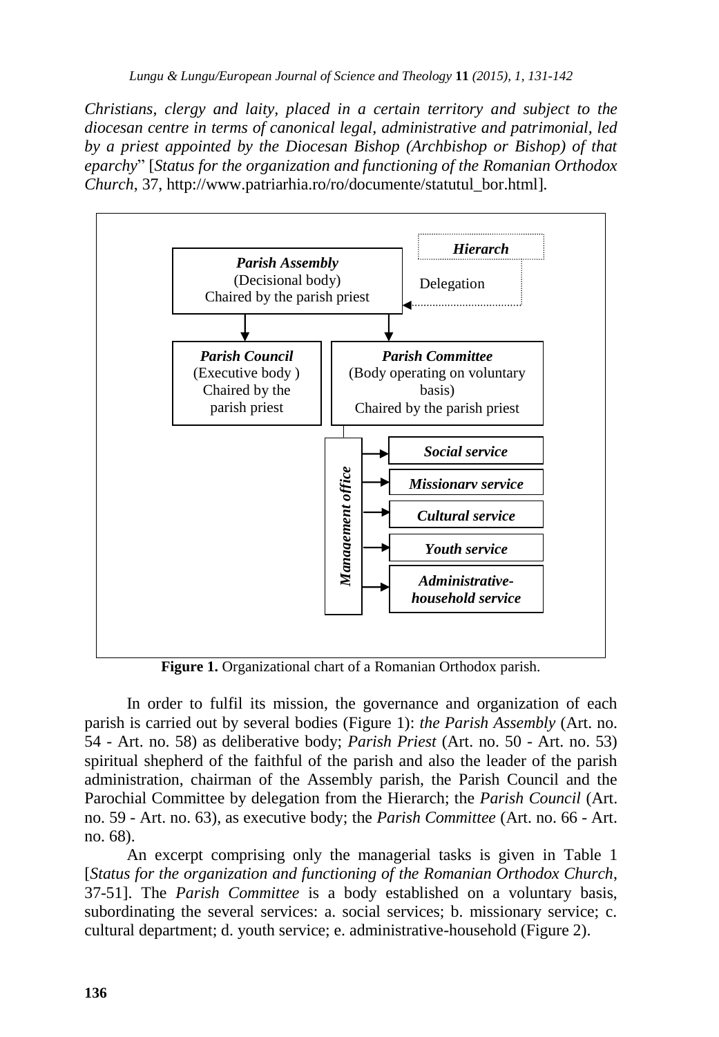*Christians, clergy and laity, placed in a certain territory and subject to the diocesan centre in terms of canonical legal, administrative and patrimonial, led by a priest appointed by the Diocesan Bishop (Archbishop or Bishop) of that eparchy*" [*Status for the organization and functioning of the Romanian Orthodox Church*, 37, http://www.patriarhia.ro/ro/documente/statutul_bor.html].

***Hierarch***

Delegation

***Parish Assembly***
(Decisional body)
Chaired by the parish priest

***Parish Council***
(Executive body )
Chaired by the parish priest

***Parish Committee***
(Body operating on voluntary basis)
Chaired by the parish priest

***Management office***

- ***Social service***
- ***Missionary service***
- ***Cultural service***
- ***Youth service***
- ***Administrative-household service***

**Figure 1.** Organizational chart of a Romanian Orthodox parish.

In order to fulfil its mission, the governance and organization of each parish is carried out by several bodies (Figure 1): *the Parish Assembly* (Art. no. 54 - Art. no. 58) as deliberative body; *Parish Priest* (Art. no. 50 - Art. no. 53) spiritual shepherd of the faithful of the parish and also the leader of the parish administration, chairman of the Assembly parish, the Parish Council and the Parochial Committee by delegation from the Hierarch; the *Parish Council* (Art. no. 59 - Art. no. 63), as executive body; the *Parish Committee* (Art. no. 66 - Art. no. 68).

An excerpt comprising only the managerial tasks is given in Table 1 [*Status for the organization and functioning of the Romanian Orthodox Church*, 37-51]. The *Parish Committee* is a body established on a voluntary basis, subordinating the several services: a. social services; b. missionary service; c. cultural department; d. youth service; e. administrative-household (Figure 2).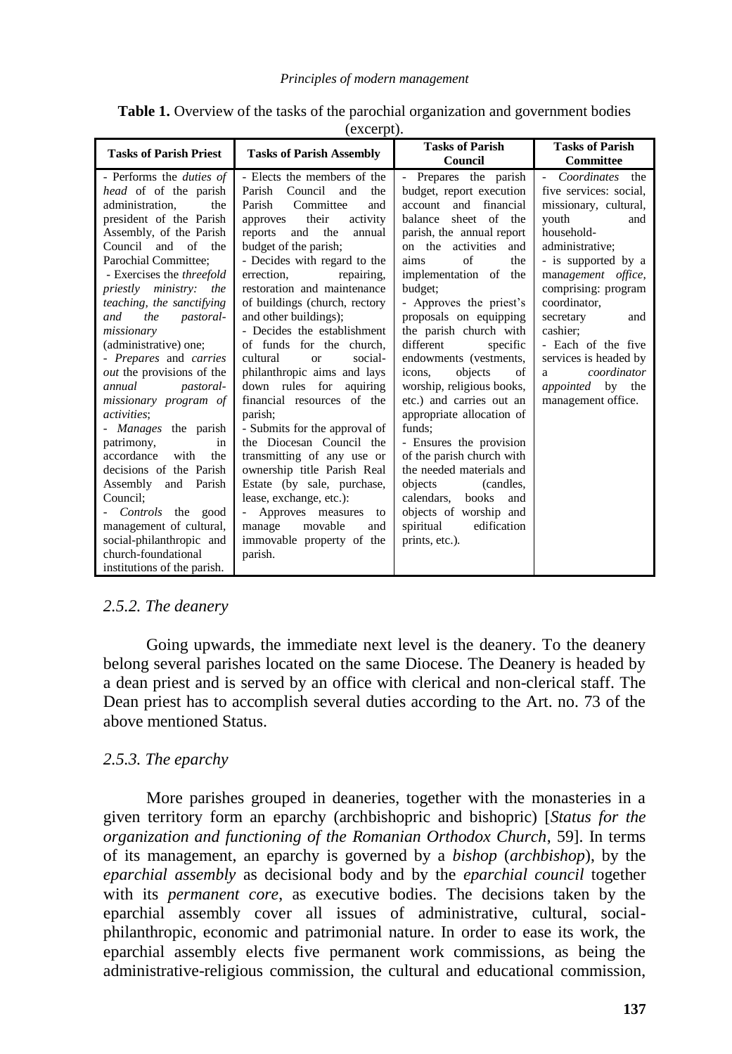**Table 1.** Overview of the tasks of the parochial organization and government bodies (excerpt).

| Tasks of Parish Priest | Tasks of Parish Assembly | Tasks of Parish Council | Tasks of Parish Committee |
|---|---|---|---|
| - Performs the *duties of head* of of the parish administration, the president of the Parish Assembly, of the Parish Council and of the Parochial Committee;<br>- Exercises the *threefold priestly ministry: the teaching, the sanctifying and the pastoral-missionary* (administrative) one;<br>- *Prepares* and *carries out* the provisions of the *annual pastoral-missionary program of activities*;<br>- *Manages* the parish patrimony, in accordance with the decisions of the Parish Assembly and Parish Council;<br>- *Controls* the good management of cultural, social-philanthropic and church-foundational institutions of the parish. | - Elects the members of the Parish Council and the Parish Committee and approves their activity reports and the annual budget of the parish;<br>- Decides with regard to the errection, repairing, restoration and maintenance of buildings (church, rectory and other buildings);<br>- Decides the establishment of funds for the church, cultural or social-philanthropic aims and lays down rules for aquiring financial resources of the parish;<br>- Submits for the approval of the Diocesan Council the transmitting of any use or ownership title Parish Real Estate (by sale, purchase, lease, exchange, etc.):<br>- Approves measures to manage movable and immovable property of the parish. | - Prepares the parish budget, report execution account and financial balance sheet of the parish, the annual report on the activities and aims of the implementation of the budget;<br>- Approves the priest's proposals on equipping the parish church with different specific endowments (vestments, icons, objects of worship, religious books, etc.) and carries out an appropriate allocation of funds;<br>- Ensures the provision of the parish church with the needed materials and objects (candles, calendars, books and objects of worship and spiritual edification prints, etc.). | - *Coordinates* the five services: social, missionary, cultural, youth and household-administrative;<br>- is supported by a *management office*, comprising: program coordinator, secretary and cashier;<br>- Each of the five services is headed by a *coordinator appointed* by the management office. |

### *2.5.2. The deanery*

Going upwards, the immediate next level is the deanery. To the deanery belong several parishes located on the same Diocese. The Deanery is headed by a dean priest and is served by an office with clerical and non-clerical staff. The Dean priest has to accomplish several duties according to the Art. no. 73 of the above mentioned Status.

### *2.5.3. The eparchy*

More parishes grouped in deaneries, together with the monasteries in a given territory form an eparchy (archbishopric and bishopric) [*Status for the organization and functioning of the Romanian Orthodox Church*, 59]. In terms of its management, an eparchy is governed by a *bishop* (*archbishop*), by the *eparchial assembly* as decisional body and by the *eparchial council* together with its *permanent core*, as executive bodies. The decisions taken by the eparchial assembly cover all issues of administrative, cultural, social-philanthropic, economic and patrimonial nature. In order to ease its work, the eparchial assembly elects five permanent work commissions, as being the administrative-religious commission, the cultural and educational commission,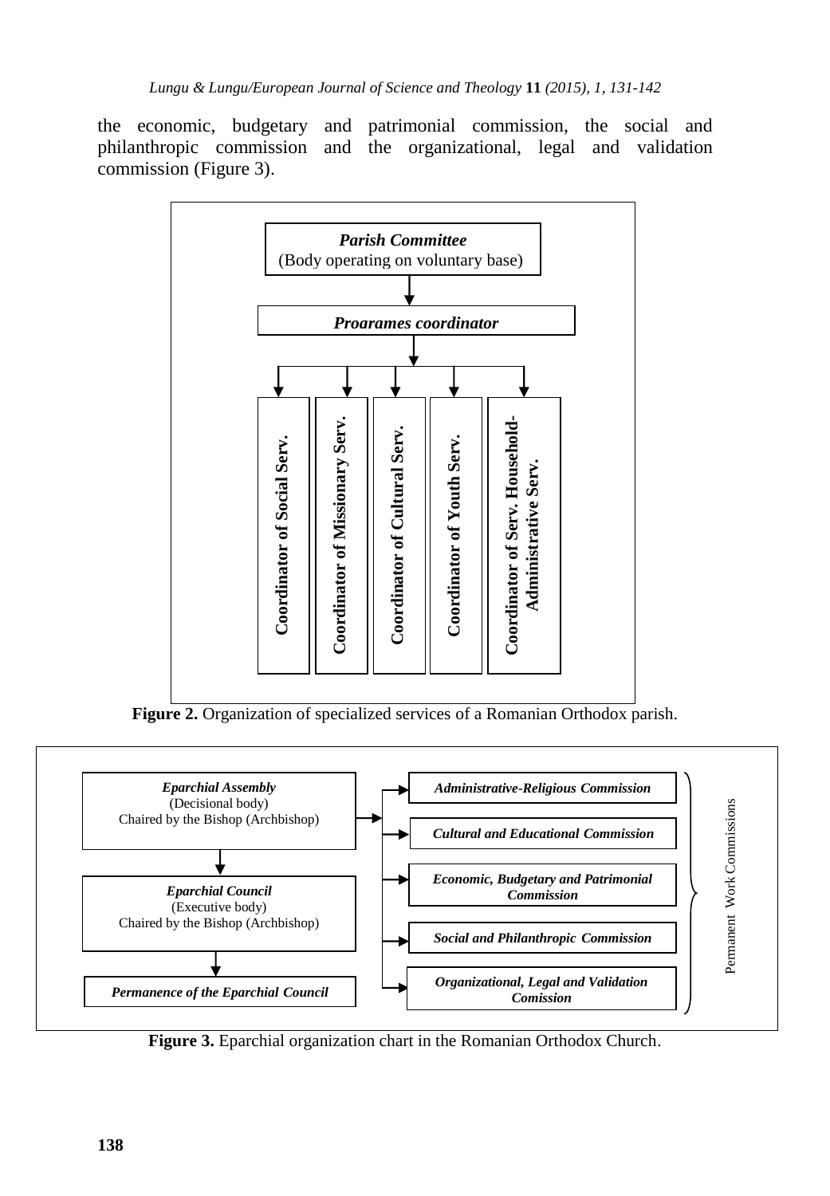the economic, budgetary and patrimonial commission, the social and philanthropic commission and the organizational, legal and validation commission (Figure 3).

*Parish Committee*
(Body operating on voluntary base)

↓

*Proarames coordinator*

↓

- **Coordinator of Social Serv.**
- **Coordinator of Missionary Serv.**
- **Coordinator of Cultural Serv.**
- **Coordinator of Youth Serv.**
- **Coordinator of Serv. Household-Administrative Serv.**

**Figure 2.** Organization of specialized services of a Romanian Orthodox parish.

*Eparchial Assembly*
(Decisional body)
Chaired by the Bishop (Archbishop)

↓

*Eparchial Council*
(Executive body)
Chaired by the Bishop (Archbishop)

↓

*Permanence of the Eparchial Council*

Permanent Work Commissions:

- *Administrative-Religious Commission*
- *Cultural and Educational Commission*
- *Economic, Budgetary and Patrimonial Commission*
- *Social and Philanthropic Commission*
- *Organizational, Legal and Validation Comission*

**Figure 3.** Eparchial organization chart in the Romanian Orthodox Church.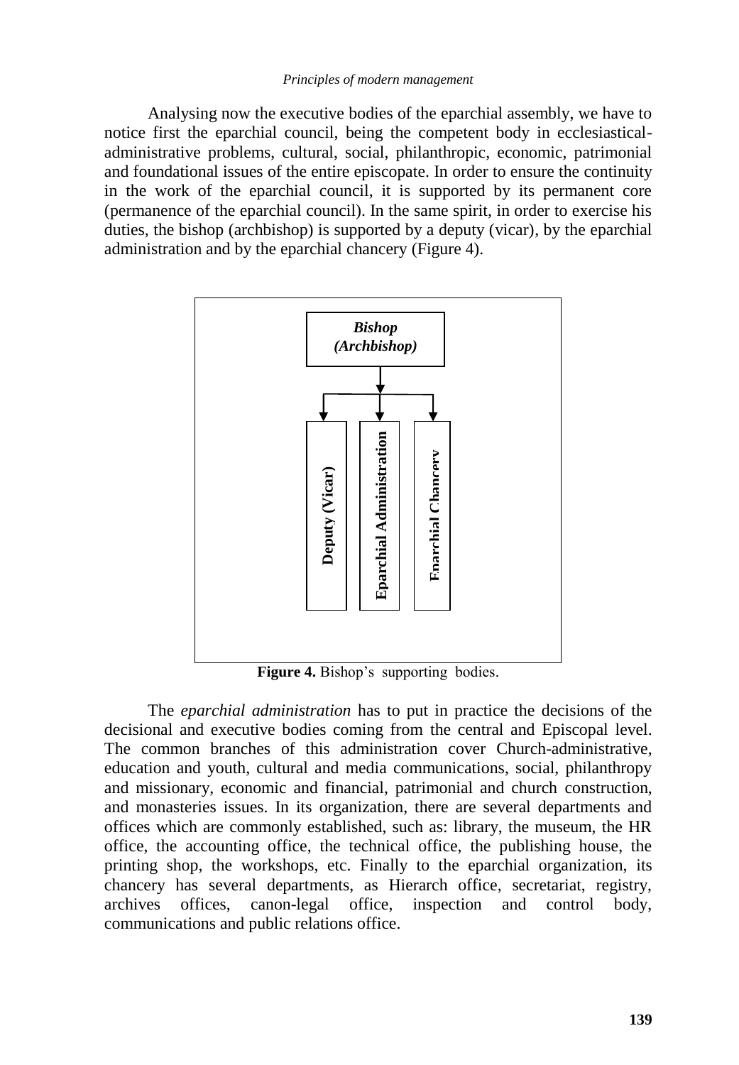Analysing now the executive bodies of the eparchial assembly, we have to notice first the eparchial council, being the competent body in ecclesiastical-administrative problems, cultural, social, philanthropic, economic, patrimonial and foundational issues of the entire episcopate. In order to ensure the continuity in the work of the eparchial council, it is supported by its permanent core (permanence of the eparchial council). In the same spirit, in order to exercise his duties, the bishop (archbishop) is supported by a deputy (vicar), by the eparchial administration and by the eparchial chancery (Figure 4).

**Figure 4.** Bishop's supporting bodies.

The *eparchial administration* has to put in practice the decisions of the decisional and executive bodies coming from the central and Episcopal level. The common branches of this administration cover Church-administrative, education and youth, cultural and media communications, social, philanthropy and missionary, economic and financial, patrimonial and church construction, and monasteries issues. In its organization, there are several departments and offices which are commonly established, such as: library, the museum, the HR office, the accounting office, the technical office, the publishing house, the printing shop, the workshops, etc. Finally to the eparchial organization, its chancery has several departments, as Hierarch office, secretariat, registry, archives offices, canon-legal office, inspection and control body, communications and public relations office.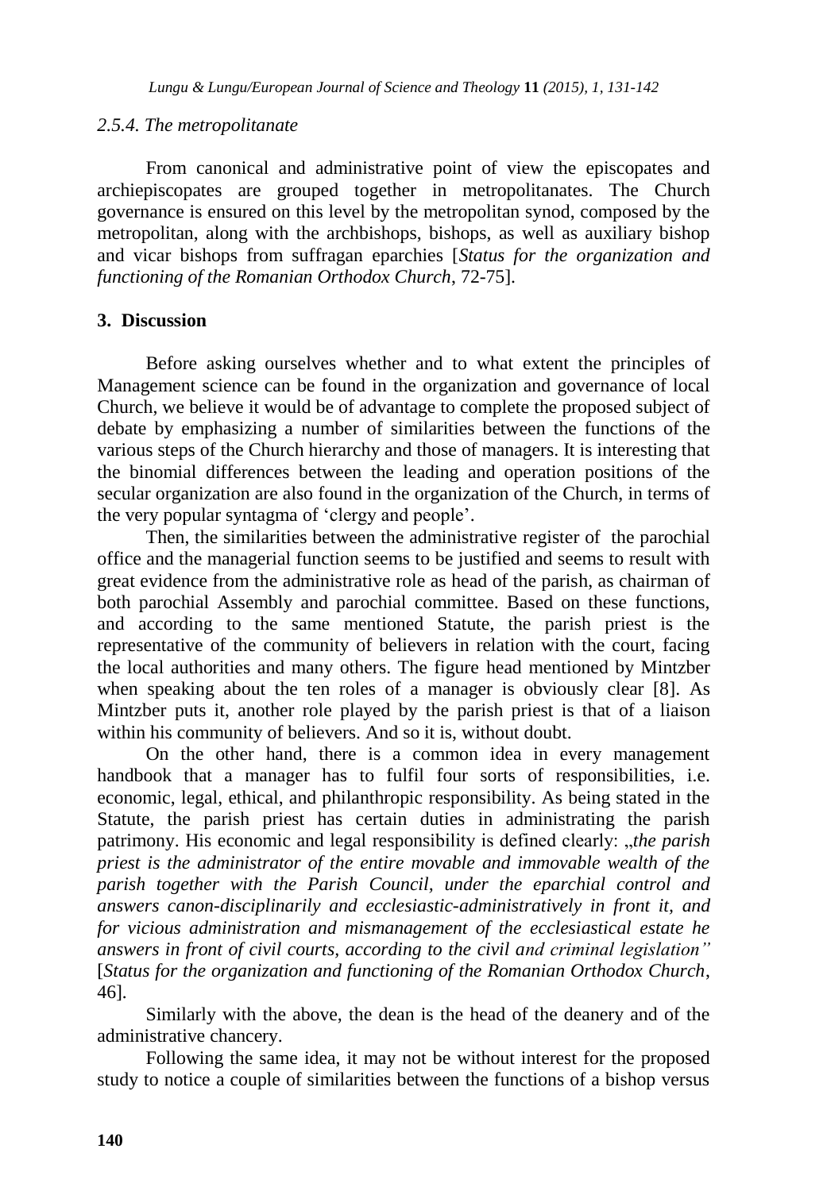### *2.5.4. The metropolitanate*

From canonical and administrative point of view the episcopates and archiepiscopates are grouped together in metropolitanates. The Church governance is ensured on this level by the metropolitan synod, composed by the metropolitan, along with the archbishops, bishops, as well as auxiliary bishop and vicar bishops from suffragan eparchies [*Status for the organization and functioning of the Romanian Orthodox Church*, 72-75].

## 3. Discussion

Before asking ourselves whether and to what extent the principles of Management science can be found in the organization and governance of local Church, we believe it would be of advantage to complete the proposed subject of debate by emphasizing a number of similarities between the functions of the various steps of the Church hierarchy and those of managers. It is interesting that the binomial differences between the leading and operation positions of the secular organization are also found in the organization of the Church, in terms of the very popular syntagma of 'clergy and people'.

Then, the similarities between the administrative register of the parochial office and the managerial function seems to be justified and seems to result with great evidence from the administrative role as head of the parish, as chairman of both parochial Assembly and parochial committee. Based on these functions, and according to the same mentioned Statute, the parish priest is the representative of the community of believers in relation with the court, facing the local authorities and many others. The figure head mentioned by Mintzber when speaking about the ten roles of a manager is obviously clear [8]. As Mintzber puts it, another role played by the parish priest is that of a liaison within his community of believers. And so it is, without doubt.

On the other hand, there is a common idea in every management handbook that a manager has to fulfil four sorts of responsibilities, i.e. economic, legal, ethical, and philanthropic responsibility. As being stated in the Statute, the parish priest has certain duties in administrating the parish patrimony. His economic and legal responsibility is defined clearly: „*the parish priest is the administrator of the entire movable and immovable wealth of the parish together with the Parish Council, under the eparchial control and answers canon-disciplinarily and ecclesiastic-administratively in front it, and for vicious administration and mismanagement of the ecclesiastical estate he answers in front of civil courts, according to the civil and criminal legislation"* [*Status for the organization and functioning of the Romanian Orthodox Church*, 46].

Similarly with the above, the dean is the head of the deanery and of the administrative chancery.

Following the same idea, it may not be without interest for the proposed study to notice a couple of similarities between the functions of a bishop versus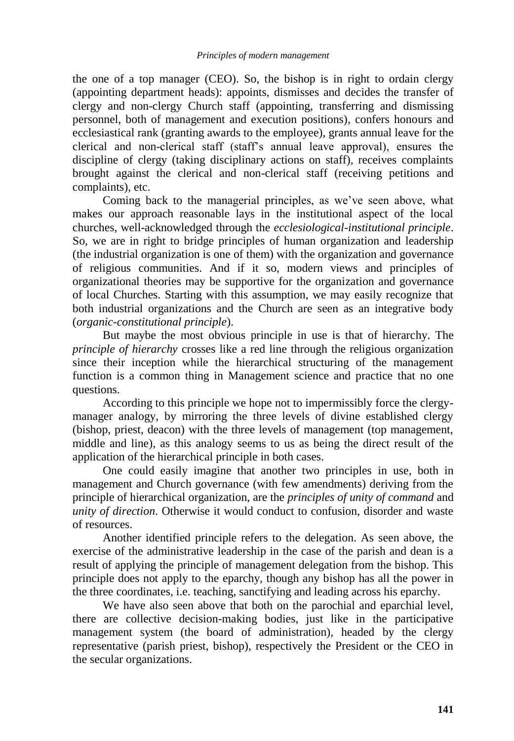the one of a top manager (CEO). So, the bishop is in right to ordain clergy (appointing department heads): appoints, dismisses and decides the transfer of clergy and non-clergy Church staff (appointing, transferring and dismissing personnel, both of management and execution positions), confers honours and ecclesiastical rank (granting awards to the employee), grants annual leave for the clerical and non-clerical staff (staff's annual leave approval), ensures the discipline of clergy (taking disciplinary actions on staff), receives complaints brought against the clerical and non-clerical staff (receiving petitions and complaints), etc.

Coming back to the managerial principles, as we've seen above, what makes our approach reasonable lays in the institutional aspect of the local churches, well-acknowledged through the *ecclesiological-institutional principle*. So, we are in right to bridge principles of human organization and leadership (the industrial organization is one of them) with the organization and governance of religious communities. And if it so, modern views and principles of organizational theories may be supportive for the organization and governance of local Churches. Starting with this assumption, we may easily recognize that both industrial organizations and the Church are seen as an integrative body (*organic-constitutional principle*).

But maybe the most obvious principle in use is that of hierarchy. The *principle of hierarchy* crosses like a red line through the religious organization since their inception while the hierarchical structuring of the management function is a common thing in Management science and practice that no one questions.

According to this principle we hope not to impermissibly force the clergy-manager analogy, by mirroring the three levels of divine established clergy (bishop, priest, deacon) with the three levels of management (top management, middle and line), as this analogy seems to us as being the direct result of the application of the hierarchical principle in both cases.

One could easily imagine that another two principles in use, both in management and Church governance (with few amendments) deriving from the principle of hierarchical organization, are the *principles of unity of command* and *unity of direction*. Otherwise it would conduct to confusion, disorder and waste of resources.

Another identified principle refers to the delegation. As seen above, the exercise of the administrative leadership in the case of the parish and dean is a result of applying the principle of management delegation from the bishop. This principle does not apply to the eparchy, though any bishop has all the power in the three coordinates, i.e. teaching, sanctifying and leading across his eparchy.

We have also seen above that both on the parochial and eparchial level, there are collective decision-making bodies, just like in the participative management system (the board of administration), headed by the clergy representative (parish priest, bishop), respectively the President or the CEO in the secular organizations.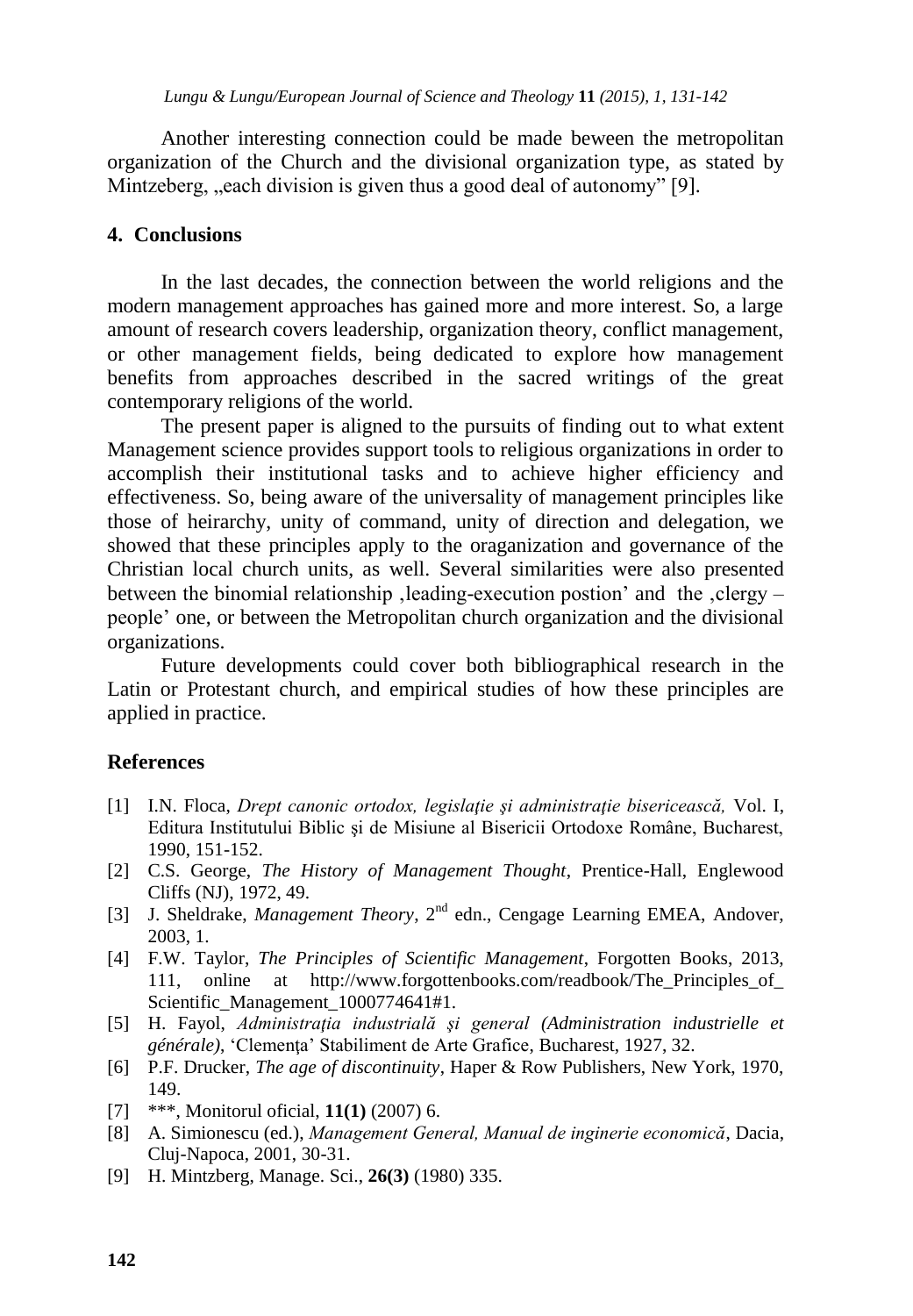Another interesting connection could be made beween the metropolitan organization of the Church and the divisional organization type, as stated by Mintzeberg, „each division is given thus a good deal of autonomy” [9].

## 4. Conclusions

In the last decades, the connection between the world religions and the modern management approaches has gained more and more interest. So, a large amount of research covers leadership, organization theory, conflict management, or other management fields, being dedicated to explore how management benefits from approaches described in the sacred writings of the great contemporary religions of the world.

The present paper is aligned to the pursuits of finding out to what extent Management science provides support tools to religious organizations in order to accomplish their institutional tasks and to achieve higher efficiency and effectiveness. So, being aware of the universality of management principles like those of heirarchy, unity of command, unity of direction and delegation, we showed that these principles apply to the oraganization and governance of the Christian local church units, as well. Several similarities were also presented between the binomial relationship ‚leading-execution postion’ and the ‚clergy – people’ one, or between the Metropolitan church organization and the divisional organizations.

Future developments could cover both bibliographical research in the Latin or Protestant church, and empirical studies of how these principles are applied in practice.

## References

[1] I.N. Floca, *Drept canonic ortodox, legislaţie şi administraţie bisericească,* Vol. I, Editura Institutului Biblic şi de Misiune al Bisericii Ortodoxe Române, Bucharest, 1990, 151-152.

[2] C.S. George, *The History of Management Thought*, Prentice-Hall, Englewood Cliffs (NJ), 1972, 49.

[3] J. Sheldrake, *Management Theory*, 2nd edn., Cengage Learning EMEA, Andover, 2003, 1.

[4] F.W. Taylor, *The Principles of Scientific Management*, Forgotten Books, 2013, 111, online at http://www.forgottenbooks.com/readbook/The_Principles_of_Scientific_Management_1000774641#1.

[5] H. Fayol, *Administraţia industrială şi general (Administration industrielle et générale)*, ‘Clemenţa’ Stabiliment de Arte Grafice, Bucharest, 1927, 32.

[6] P.F. Drucker, *The age of discontinuity*, Haper & Row Publishers, New York, 1970, 149.

[7] ***, Monitorul oficial, **11(1)** (2007) 6.

[8] A. Simionescu (ed.), *Management General, Manual de inginerie economică*, Dacia, Cluj-Napoca, 2001, 30-31.

[9] H. Mintzberg, Manage. Sci., **26(3)** (1980) 335.